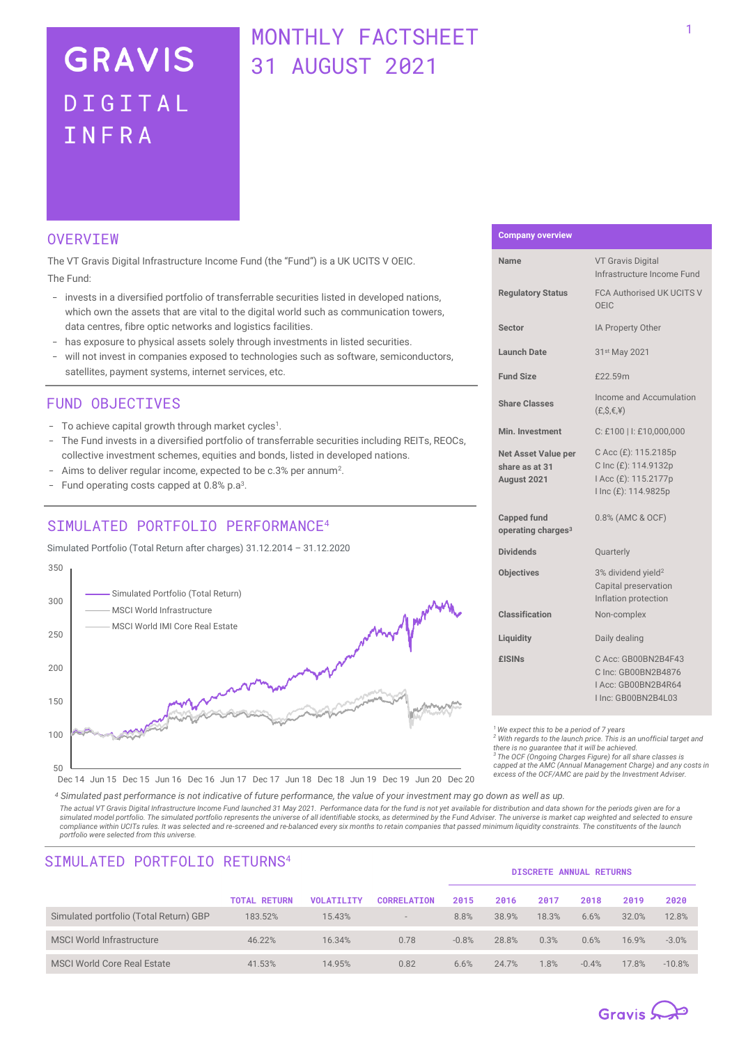# GRAVIS DIGITAL INFRA

# MONTHLY FACTSHEET 31 AUGUST 2021

## OVERVIEW

The VT Gravis Digital Infrastructure Income Fund (the "Fund") is a UK UCITS V OEIC.

The Fund:

- invests in a diversified portfolio of transferrable securities listed in developed nations, which own the assets that are vital to the digital world such as communication towers, data centres, fibre optic networks and logistics facilities.
- has exposure to physical assets solely through investments in listed securities.
- will not invest in companies exposed to technologies such as software, semiconductors, satellites, payment systems, internet services, etc.

## FUND OBJECTIVES

- To achieve capital growth through market cycles[1].
- The Fund invests in a diversified portfolio of transferrable securities including REITs, REOCs, collective investment schemes, equities and bonds, listed in developed nations.
- Aims to deliver regular income, expected to be c.3% per annum[2].
- Fund operating costs capped at 0.8% p.a[3].

## SIMULATED PORTFOLIO PERFORMANCE[4]

Simulated Portfolio (Total Return after charges) 31.12.2014 – 31.12.2020

Legend: Simulated Portfolio (Total Return); MSCI World Infrastructure; MSCI World IMI Core Real Estate

[4] *Simulated past performance is not indicative of future performance, the value of your investment may go down as well as up.*

*The actual VT Gravis Digital Infrastructure Income Fund launched 31 May 2021. Performance data for the fund is not yet available for distribution and data shown for the periods given are for a simulated model portfolio. The simulated portfolio represents the universe of all identifiable stocks, as determined by the Fund Adviser. The universe is market cap weighted and selected to ensure compliance within UCITs rules. It was selected and re-screened and re-balanced every six months to retain companies that passed minimum liquidity constraints. The constituents of the launch portfolio were selected from this universe.*

## Company overview

| | |
|---|---|
| **Name** | VT Gravis Digital Infrastructure Income Fund |
| **Regulatory Status** | FCA Authorised UK UCITS V OEIC |
| **Sector** | IA Property Other |
| **Launch Date** | 31st May 2021 |
| **Fund Size** | £22.59m |
| **Share Classes** | Income and Accumulation (£,$,€,¥) |
| **Min. Investment** | C: £100 \| I: £10,000,000 |
| **Net Asset Value per share as at 31 August 2021** | C Acc (£): 115.2185p<br>C Inc (£): 114.9132p<br>I Acc (£): 115.2177p<br>I Inc (£): 114.9825p |
| **Capped fund operating charges[3]** | 0.8% (AMC & OCF) |
| **Dividends** | Quarterly |
| **Objectives** | 3% dividend yield[2]<br>Capital preservation<br>Inflation protection |
| **Classification** | Non-complex |
| **Liquidity** | Daily dealing |
| **£ISINs** | C Acc: GB00BN2B4F43<br>C Inc: GB00BN2B4876<br>I Acc: GB00BN2B4R64<br>I Inc: GB00BN2B4L03 |

[1] *We expect this to be a period of 7 years*
[2] *With regards to the launch price. This is an unofficial target and there is no guarantee that it will be achieved.*
[3] *The OCF (Ongoing Charges Figure) for all share classes is capped at the AMC (Annual Management Charge) and any costs in excess of the OCF/AMC are paid by the Investment Adviser.*

## SIMULATED PORTFOLIO RETURNS[4]

| | | | | DISCRETE ANNUAL RETURNS | | | | | |
|---|---|---|---|---|---|---|---|---|---|
| | TOTAL RETURN | VOLATILITY | CORRELATION | 2015 | 2016 | 2017 | 2018 | 2019 | 2020 |
| Simulated portfolio (Total Return) GBP | 183.52% | 15.43% | - | 8.8% | 38.9% | 18.3% | 6.6% | 32.0% | 12.8% |
| MSCI World Infrastructure | 46.22% | 16.34% | 0.78 | -0.8% | 28.8% | 0.3% | 0.6% | 16.9% | -3.0% |
| MSCI World Core Real Estate | 41.53% | 14.95% | 0.82 | 6.6% | 24.7% | 1.8% | -0.4% | 17.8% | -10.8% |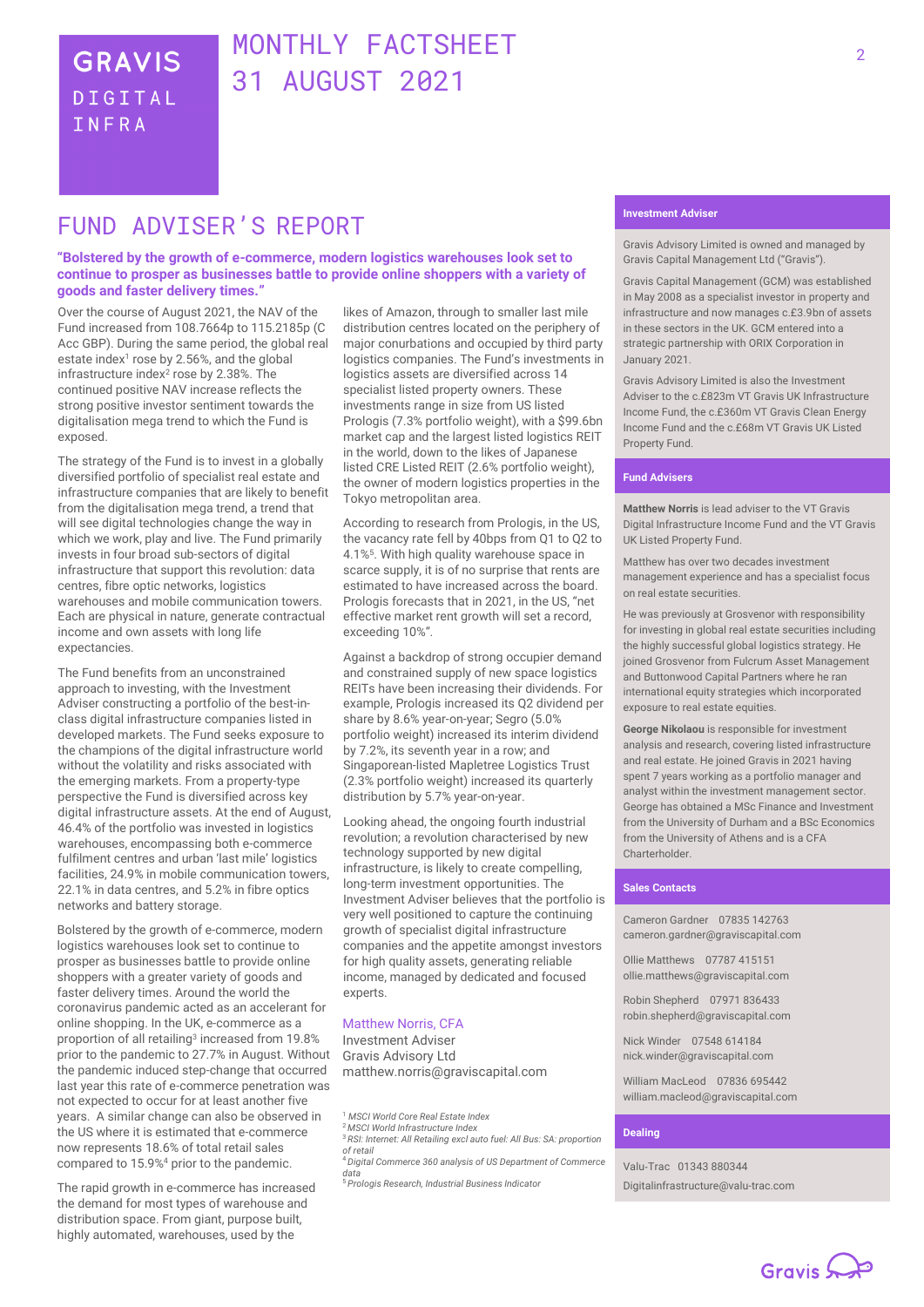# GRAVIS DIGITAL INFRA

# MONTHLY FACTSHEET 31 AUGUST 2021

## FUND ADVISER'S REPORT

**"Bolstered by the growth of e-commerce, modern logistics warehouses look set to continue to prosper as businesses battle to provide online shoppers with a variety of goods and faster delivery times."**

Over the course of August 2021, the NAV of the Fund increased from 108.7664p to 115.2185p (C Acc GBP). During the same period, the global real estate index[1] rose by 2.56%, and the global infrastructure index[2] rose by 2.38%. The continued positive NAV increase reflects the strong positive investor sentiment towards the digitalisation mega trend to which the Fund is exposed.

The strategy of the Fund is to invest in a globally diversified portfolio of specialist real estate and infrastructure companies that are likely to benefit from the digitalisation mega trend, a trend that will see digital technologies change the way in which we work, play and live. The Fund primarily invests in four broad sub-sectors of digital infrastructure that support this revolution: data centres, fibre optic networks, logistics warehouses and mobile communication towers. Each are physical in nature, generate contractual income and own assets with long life expectancies.

The Fund benefits from an unconstrained approach to investing, with the Investment Adviser constructing a portfolio of the best-in-class digital infrastructure companies listed in developed markets. The Fund seeks exposure to the champions of the digital infrastructure world without the volatility and risks associated with the emerging markets. From a property-type perspective the Fund is diversified across key digital infrastructure assets. At the end of August, 46.4% of the portfolio was invested in logistics warehouses, encompassing both e-commerce fulfilment centres and urban 'last mile' logistics facilities, 24.9% in mobile communication towers, 22.1% in data centres, and 5.2% in fibre optics networks and battery storage.

Bolstered by the growth of e-commerce, modern logistics warehouses look set to continue to prosper as businesses battle to provide online shoppers with a greater variety of goods and faster delivery times. Around the world the coronavirus pandemic acted as an accelerant for online shopping. In the UK, e-commerce as a proportion of all retailing[3] increased from 19.8% prior to the pandemic to 27.7% in August. Without the pandemic induced step-change that occurred last year this rate of e-commerce penetration was not expected to occur for at least another five years. A similar change can also be observed in the US where it is estimated that e-commerce now represents 18.6% of total retail sales compared to 15.9%[4] prior to the pandemic.

The rapid growth in e-commerce has increased the demand for most types of warehouse and distribution space. From giant, purpose built, highly automated, warehouses, used by the likes of Amazon, through to smaller last mile distribution centres located on the periphery of major conurbations and occupied by third party logistics companies. The Fund's investments in logistics assets are diversified across 14 specialist listed property owners. These investments range in size from US listed Prologis (7.3% portfolio weight), with a $99.6bn market cap and the largest listed logistics REIT in the world, down to the likes of Japanese listed CRE Listed REIT (2.6% portfolio weight), the owner of modern logistics properties in the Tokyo metropolitan area.

According to research from Prologis, in the US, the vacancy rate fell by 40bps from Q1 to Q2 to 4.1%[5]. With high quality warehouse space in scarce supply, it is of no surprise that rents are estimated to have increased across the board. Prologis forecasts that in 2021, in the US, "net effective market rent growth will set a record, exceeding 10%".

Against a backdrop of strong occupier demand and constrained supply of new space logistics REITs have been increasing their dividends. For example, Prologis increased its Q2 dividend per share by 8.6% year-on-year; Segro (5.0% portfolio weight) increased its interim dividend by 7.2%, its seventh year in a row; and Singaporean-listed Mapletree Logistics Trust (2.3% portfolio weight) increased its quarterly distribution by 5.7% year-on-year.

Looking ahead, the ongoing fourth industrial revolution; a revolution characterised by new technology supported by new digital infrastructure, is likely to create compelling, long-term investment opportunities. The Investment Adviser believes that the portfolio is very well positioned to capture the continuing growth of specialist digital infrastructure companies and the appetite amongst investors for high quality assets, generating reliable income, managed by dedicated and focused experts.

Matthew Norris, CFA
Investment Adviser
Gravis Advisory Ltd
matthew.norris@graviscapital.com

[1] *MSCI World Core Real Estate Index*
[2] *MSCI World Infrastructure Index*
[3] *RSI: Internet: All Retailing excl auto fuel: All Bus: SA: proportion of retail*
[4] *Digital Commerce 360 analysis of US Department of Commerce data*
[5] *Prologis Research, Industrial Business Indicator*

### Investment Adviser

Gravis Advisory Limited is owned and managed by Gravis Capital Management Ltd ("Gravis").

Gravis Capital Management (GCM) was established in May 2008 as a specialist investor in property and infrastructure and now manages c.£3.9bn of assets in these sectors in the UK. GCM entered into a strategic partnership with ORIX Corporation in January 2021.

Gravis Advisory Limited is also the Investment Adviser to the c.£823m VT Gravis UK Infrastructure Income Fund, the c.£360m VT Gravis Clean Energy Income Fund and the c.£68m VT Gravis UK Listed Property Fund.

### Fund Advisers

**Matthew Norris** is lead adviser to the VT Gravis Digital Infrastructure Income Fund and the VT Gravis UK Listed Property Fund.

Matthew has over two decades investment management experience and has a specialist focus on real estate securities.

He was previously at Grosvenor with responsibility for investing in global real estate securities including the highly successful global logistics strategy. He joined Grosvenor from Fulcrum Asset Management and Buttonwood Capital Partners where he ran international equity strategies which incorporated exposure to real estate equities.

**George Nikolaou** is responsible for investment analysis and research, covering listed infrastructure and real estate. He joined Gravis in 2021 having spent 7 years working as a portfolio manager and analyst within the investment management sector. George has obtained a MSc Finance and Investment from the University of Durham and a BSc Economics from the University of Athens and is a CFA Charterholder.

### Sales Contacts

Cameron Gardner 07835 142763
cameron.gardner@graviscapital.com

Ollie Matthews 07787 415151
ollie.matthews@graviscapital.com

Robin Shepherd 07971 836433
robin.shepherd@graviscapital.com

Nick Winder 07548 614184
nick.winder@graviscapital.com

William MacLeod 07836 695442
william.macleod@graviscapital.com

### Dealing

Valu-Trac 01343 880344
Digitalinfrastructure@valu-trac.com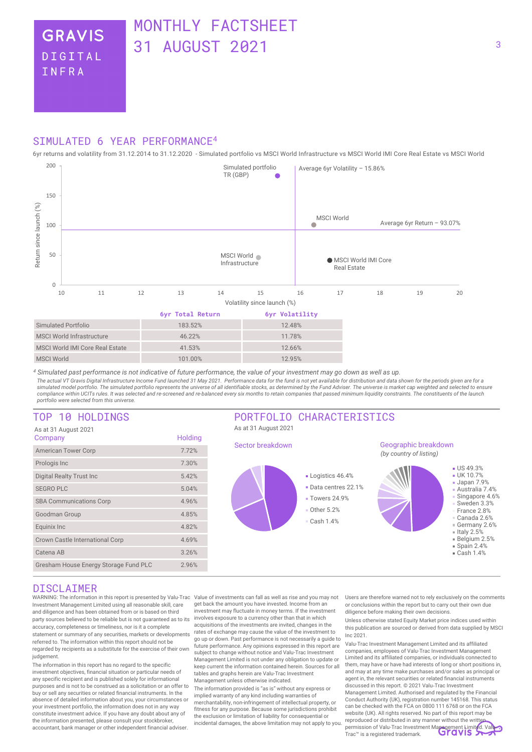# GRAVIS DIGITAL INFRA

# MONTHLY FACTSHEET 31 AUGUST 2021

## SIMULATED 6 YEAR PERFORMANCE[4]

6yr returns and volatility from 31.12.2014 to 31.12.2020 - Simulated portfolio vs MSCI World Infrastructure vs MSCI World IMI Core Real Estate vs MSCI World

Return since launch (%)
200
150
100
50
0
Simulated portfolio TR (GBP)
Average 6yr Volatility – 15.86%
MSCI World
Average 6yr Return – 93.07%
MSCI World Infrastructure
MSCI World IMI Core Real Estate
10 11 12 13 14 15 16 17 18 19 20
Volatility since launch (%)

| | 6yr Total Return | 6yr Volatility |
|---|---|---|
| Simulated Portfolio | 183.52% | 12.48% |
| MSCI World Infrastructure | 46.22% | 11.78% |
| MSCI World IMI Core Real Estate | 41.53% | 12.66% |
| MSCI World | 101.00% | 12.95% |

*[4] Simulated past performance is not indicative of future performance, the value of your investment may go down as well as up.*

*The actual VT Gravis Digital Infrastructure Income Fund launched 31 May 2021. Performance data for the fund is not yet available for distribution and data shown for the periods given are for a simulated model portfolio. The simulated portfolio represents the universe of all identifiable stocks, as determined by the Fund Adviser. The universe is market cap weighted and selected to ensure compliance within UCITs rules. It was selected and re-screened and re-balanced every six months to retain companies that passed minimum liquidity constraints. The constituents of the launch portfolio were selected from this universe.*

## TOP 10 HOLDINGS

As at 31 August 2021

| Company | Holding |
|---|---|
| American Tower Corp | 7.72% |
| Prologis Inc | 7.30% |
| Digital Realty Trust Inc | 5.42% |
| SEGRO PLC | 5.04% |
| SBA Communications Corp | 4.96% |
| Goodman Group | 4.85% |
| Equinix Inc | 4.82% |
| Crown Castle International Corp | 4.69% |
| Catena AB | 3.26% |
| Gresham House Energy Storage Fund PLC | 2.96% |

## PORTFOLIO CHARACTERISTICS

As at 31 August 2021

### Sector breakdown

Logistics 46.4%
Data centres 22.1%
Towers 24.9%
Other 5.2%
Cash 1.4%

### Geographic breakdown

*(by country of listing)*

US 49.3%
UK 10.7%
Japan 7.9%
Australia 7.4%
Singapore 4.6%
Sweden 3.3%
France 2.8%
Canada 2.6%
Germany 2.6%
Italy 2.5%
Belgium 2.5%
Spain 2.4%
Cash 1.4%

## DISCLAIMER

WARNING: The information in this report is presented by Valu-Trac Investment Management Limited using all reasonable skill, care and diligence and has been obtained from or is based on third party sources believed to be reliable but is not guaranteed as to its accuracy, completeness or timeliness, nor is it a complete statement or summary of any securities, markets or developments referred to. The information within this report should not be regarded by recipients as a substitute for the exercise of their own judgement.

The information in this report has no regard to the specific investment objectives, financial situation or particular needs of any specific recipient and is published solely for informational purposes and is not to be construed as a solicitation or an offer to buy or sell any securities or related financial instruments. In the absence of detailed information about you, your circumstances or your investment portfolio, the information does not in any way constitute investment advice. If you have any doubt about any of the information presented, please consult your stockbroker, accountant, bank manager or other independent financial adviser.

Value of investments can fall as well as rise and you may not get back the amount you have invested. Income from an investment may fluctuate in money terms. If the investment involves exposure to a currency other than that in which acquisitions of the investments are invited, changes in the rates of exchange may cause the value of the investment to go up or down. Past performance is not necessarily a guide to future performance. Any opinions expressed in this report are subject to change without notice and Valu-Trac Investment Management Limited is not under any obligation to update or keep current the information contained herein. Sources for all tables and graphs herein are Valu-Trac Investment Management unless otherwise indicated.

The information provided is "as is" without any express or implied warranty of any kind including warranties of merchantability, non-infringement of intellectual property, or fitness for any purpose. Because some jurisdictions prohibit the exclusion or limitation of liability for consequential or incidental damages, the above limitation may not apply to you.

Users are therefore warned not to rely exclusively on the comments or conclusions within the report but to carry out their own due diligence before making their own decisions.

Unless otherwise stated Equity Market price indices used within this publication are sourced or derived from data supplied by MSCI Inc 2021.

Valu-Trac Investment Management Limited and its affiliated companies, employees of Valu-Trac Investment Management Limited and its affiliated companies, or individuals connected to them, may have or have had interests of long or short positions in, and may at any time make purchases and/or sales as principal or agent in, the relevant securities or related financial instruments discussed in this report. © 2021 Valu-Trac Investment Management Limited. Authorised and regulated by the Financial Conduct Authority (UK), registration number 145168. This status can be checked with the FCA on 0800 111 6768 or on the FCA website (UK). All rights reserved. No part of this report may be reproduced or distributed in any manner without the written permission of Valu-Trac Investment Management Limited. Valu-Trac™ is a registered trademark.